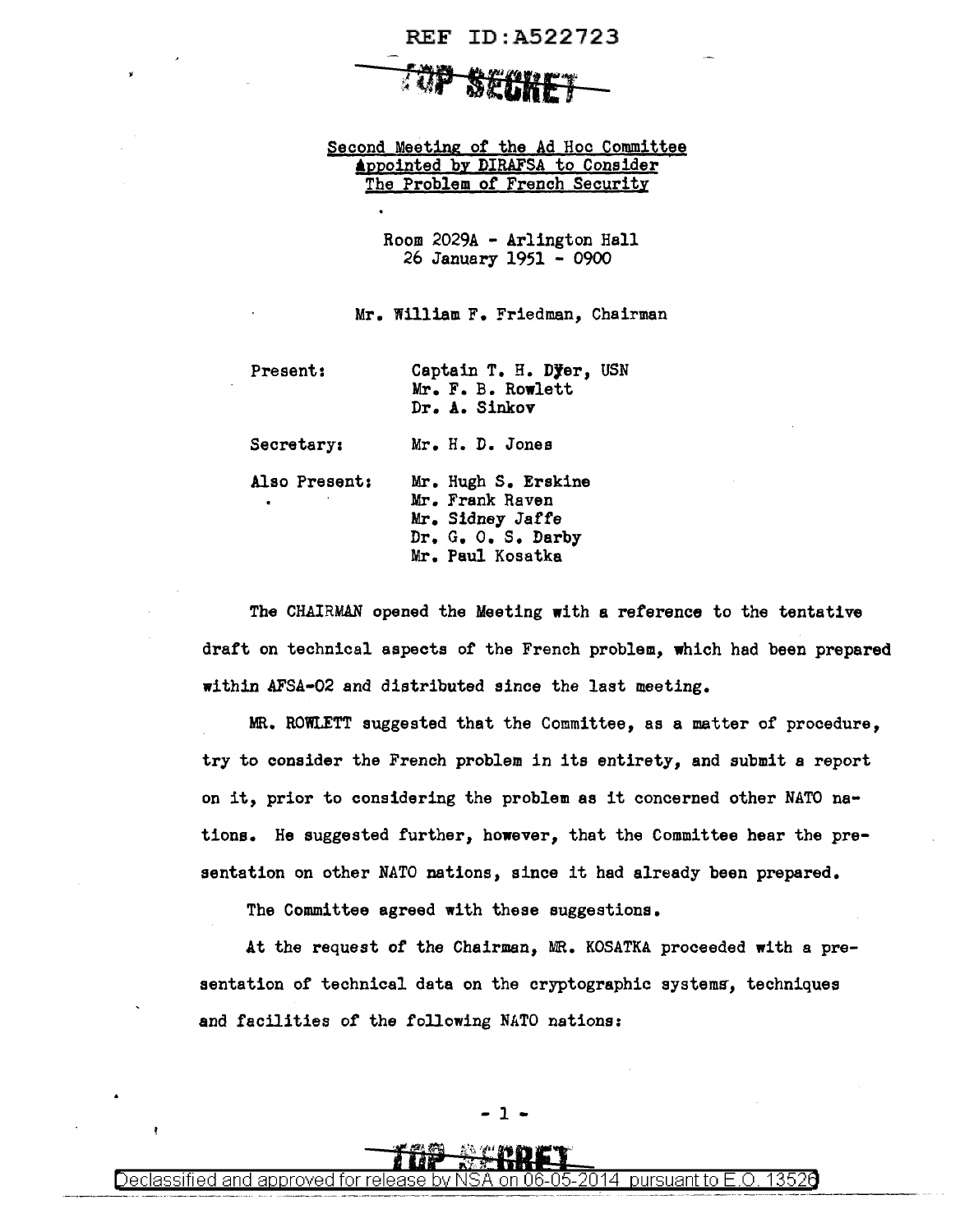REF ID:A522723

TOP SECRET

Second Meeting of the Ad Hoc Committee Appointed by DIRAFSA to Consider The Problem of French Security

Room 2029A - Arlington Hall
26 January 1951 - 0900

Mr. William F. Friedman, Chairman

| | |
|---|---|
| Present: | Captain T. H. Dyer, USN<br>Mr. F. B. Rowlett<br>Dr. A. Sinkov |
| Secretary: | Mr. H. D. Jones |
| Also Present: | Mr. Hugh S. Erskine<br>Mr. Frank Raven<br>Mr. Sidney Jaffe<br>Dr. G. O. S. Darby<br>Mr. Paul Kosatka |

The CHAIRMAN opened the Meeting with a reference to the tentative draft on technical aspects of the French problem, which had been prepared within AFSA-02 and distributed since the last meeting.

MR. ROWLETT suggested that the Committee, as a matter of procedure, try to consider the French problem in its entirety, and submit a report on it, prior to considering the problem as it concerned other NATO nations. He suggested further, however, that the Committee hear the presentation on other NATO nations, since it had already been prepared.

The Committee agreed with these suggestions.

At the request of the Chairman, MR. KOSATKA proceeded with a presentation of technical data on the cryptographic systems, techniques and facilities of the following NATO nations:

TOP SECRET

Declassified and approved for release by NSA on 06-05-2014 pursuant to E.O. 13526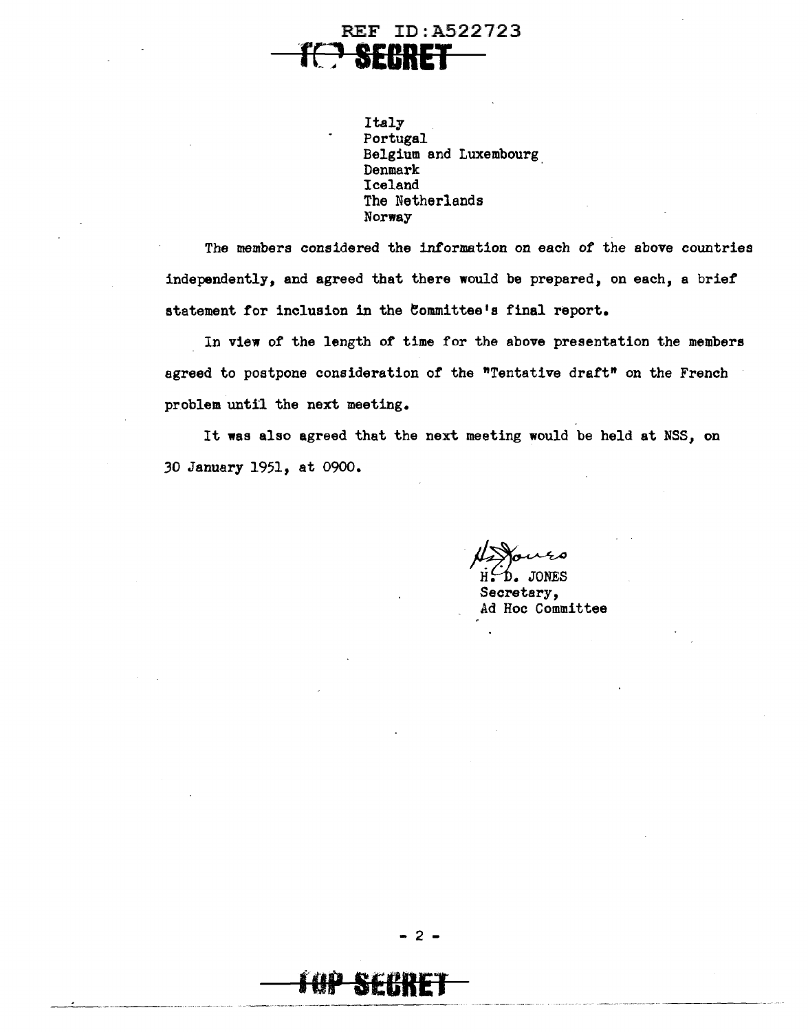REF ID:A522723

TOP SECRET

Italy
Portugal
Belgium and Luxembourg
Denmark
Iceland
The Netherlands
Norway

The members considered the information on each of the above countries independently, and agreed that there would be prepared, on each, a brief statement for inclusion in the Committee's final report.

In view of the length of time for the above presentation the members agreed to postpone consideration of the "Tentative draft" on the French problem until the next meeting.

It was also agreed that the next meeting would be held at NSS, on 30 January 1951, at 0900.

H. D. JONES
Secretary,
Ad Hoc Committee

TOP SECRET